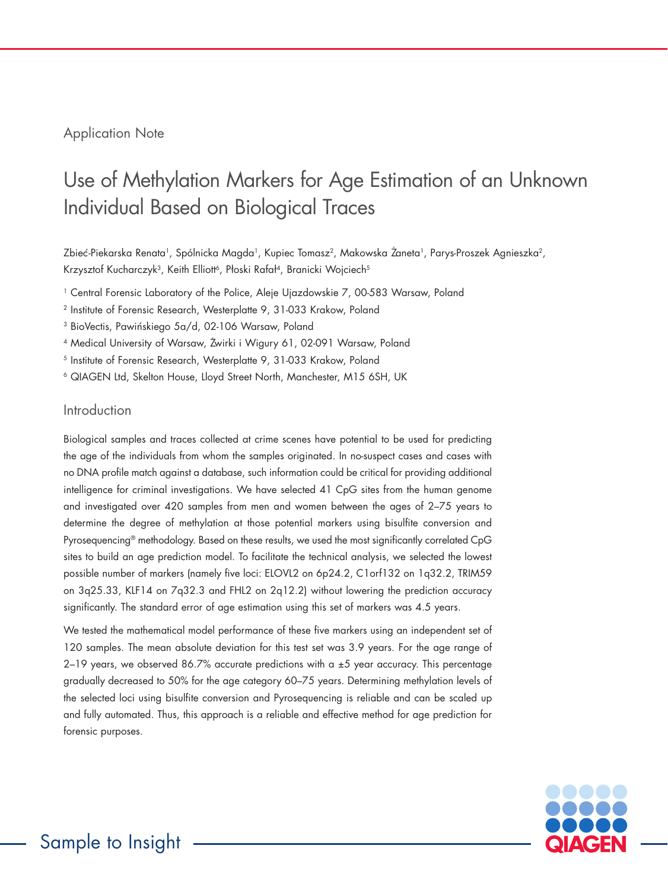Application Note

# Use of Methylation Markers for Age Estimation of an Unknown Individual Based on Biological Traces

Zbieć-Piekarska Renata[1], Spólnicka Magda[1], Kupiec Tomasz[2], Makowska Żaneta[1], Parys-Proszek Agnieszka[2], Krzysztof Kucharczyk[3], Keith Elliott[6], Płoski Rafał[4], Branicki Wojciech[5]

[1] Central Forensic Laboratory of the Police, Aleje Ujazdowskie 7, 00-583 Warsaw, Poland

[2] Institute of Forensic Research, Westerplatte 9, 31-033 Krakow, Poland

[3] BioVectis, Pawińskiego 5a/d, 02-106 Warsaw, Poland

[4] Medical University of Warsaw, Żwirki i Wigury 61, 02-091 Warsaw, Poland

[5] Institute of Forensic Research, Westerplatte 9, 31-033 Krakow, Poland

[6] QIAGEN Ltd, Skelton House, Lloyd Street North, Manchester, M15 6SH, UK

## Introduction

Biological samples and traces collected at crime scenes have potential to be used for predicting the age of the individuals from whom the samples originated. In no-suspect cases and cases with no DNA profile match against a database, such information could be critical for providing additional intelligence for criminal investigations. We have selected 41 CpG sites from the human genome and investigated over 420 samples from men and women between the ages of 2–75 years to determine the degree of methylation at those potential markers using bisulfite conversion and Pyrosequencing® methodology. Based on these results, we used the most significantly correlated CpG sites to build an age prediction model. To facilitate the technical analysis, we selected the lowest possible number of markers (namely five loci: ELOVL2 on 6p24.2, C1orf132 on 1q32.2, TRIM59 on 3q25.33, KLF14 on 7q32.3 and FHL2 on 2q12.2) without lowering the prediction accuracy significantly. The standard error of age estimation using this set of markers was 4.5 years.

We tested the mathematical model performance of these five markers using an independent set of 120 samples. The mean absolute deviation for this test set was 3.9 years. For the age range of 2–19 years, we observed 86.7% accurate predictions with a ±5 year accuracy. This percentage gradually decreased to 50% for the age category 60–75 years. Determining methylation levels of the selected loci using bisulfite conversion and Pyrosequencing is reliable and can be scaled up and fully automated. Thus, this approach is a reliable and effective method for age prediction for forensic purposes.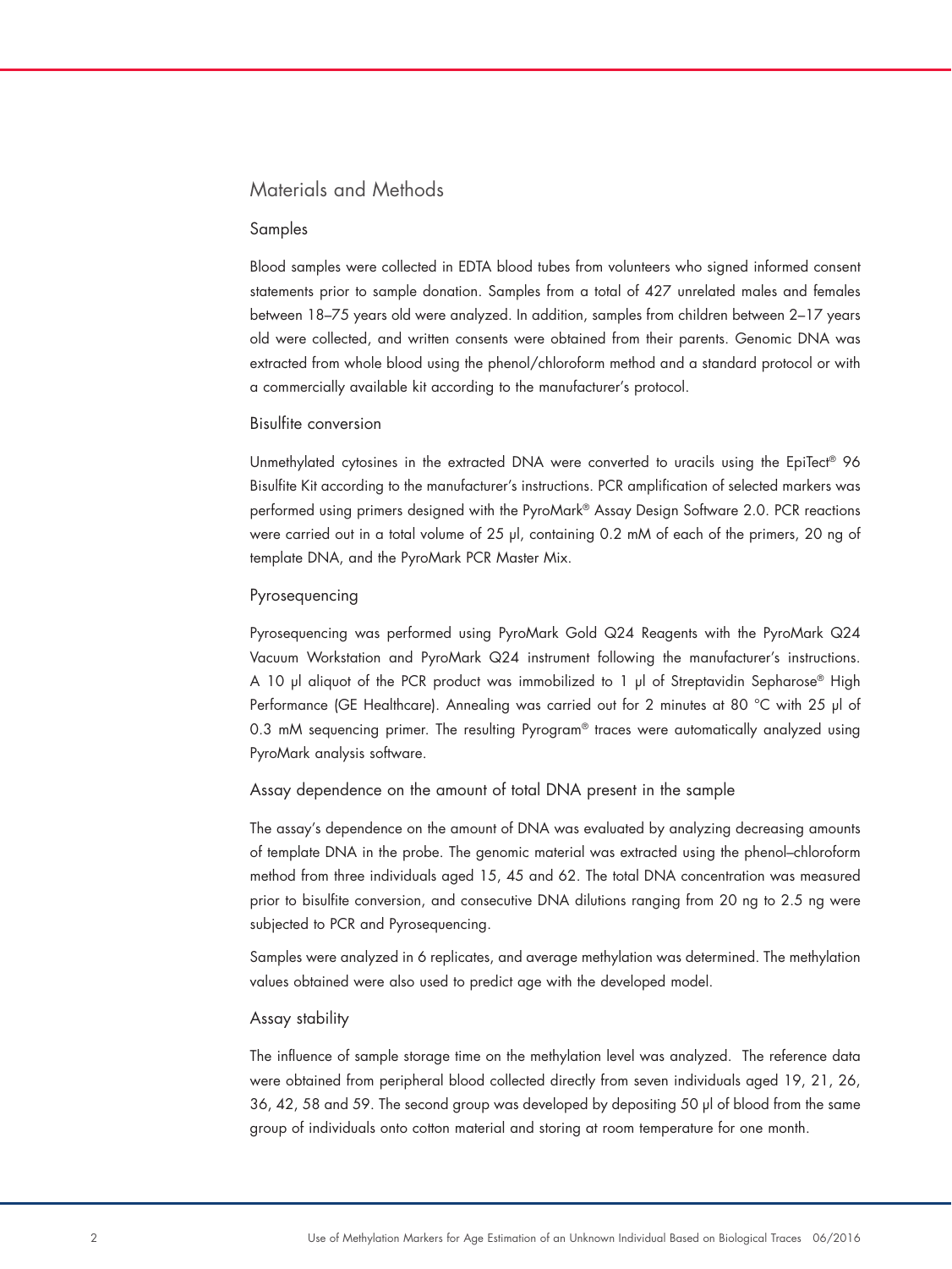## Materials and Methods

### Samples

Blood samples were collected in EDTA blood tubes from volunteers who signed informed consent statements prior to sample donation. Samples from a total of 427 unrelated males and females between 18–75 years old were analyzed. In addition, samples from children between 2–17 years old were collected, and written consents were obtained from their parents. Genomic DNA was extracted from whole blood using the phenol/chloroform method and a standard protocol or with a commercially available kit according to the manufacturer's protocol.

### Bisulfite conversion

Unmethylated cytosines in the extracted DNA were converted to uracils using the EpiTect® 96 Bisulfite Kit according to the manufacturer's instructions. PCR amplification of selected markers was performed using primers designed with the PyroMark® Assay Design Software 2.0. PCR reactions were carried out in a total volume of 25 µl, containing 0.2 mM of each of the primers, 20 ng of template DNA, and the PyroMark PCR Master Mix.

### Pyrosequencing

Pyrosequencing was performed using PyroMark Gold Q24 Reagents with the PyroMark Q24 Vacuum Workstation and PyroMark Q24 instrument following the manufacturer's instructions. A 10 µl aliquot of the PCR product was immobilized to 1 µl of Streptavidin Sepharose® High Performance (GE Healthcare). Annealing was carried out for 2 minutes at 80 °C with 25 µl of 0.3 mM sequencing primer. The resulting Pyrogram® traces were automatically analyzed using PyroMark analysis software.

### Assay dependence on the amount of total DNA present in the sample

The assay's dependence on the amount of DNA was evaluated by analyzing decreasing amounts of template DNA in the probe. The genomic material was extracted using the phenol–chloroform method from three individuals aged 15, 45 and 62. The total DNA concentration was measured prior to bisulfite conversion, and consecutive DNA dilutions ranging from 20 ng to 2.5 ng were subjected to PCR and Pyrosequencing.

Samples were analyzed in 6 replicates, and average methylation was determined. The methylation values obtained were also used to predict age with the developed model.

### Assay stability

The influence of sample storage time on the methylation level was analyzed. The reference data were obtained from peripheral blood collected directly from seven individuals aged 19, 21, 26, 36, 42, 58 and 59. The second group was developed by depositing 50 µl of blood from the same group of individuals onto cotton material and storing at room temperature for one month.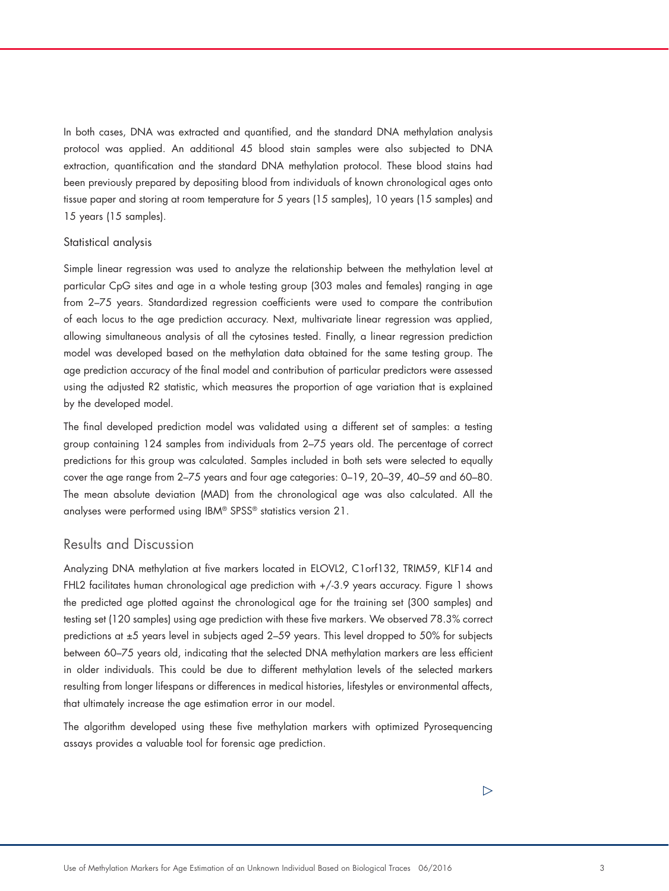In both cases, DNA was extracted and quantified, and the standard DNA methylation analysis protocol was applied. An additional 45 blood stain samples were also subjected to DNA extraction, quantification and the standard DNA methylation protocol. These blood stains had been previously prepared by depositing blood from individuals of known chronological ages onto tissue paper and storing at room temperature for 5 years (15 samples), 10 years (15 samples) and 15 years (15 samples).

### Statistical analysis

Simple linear regression was used to analyze the relationship between the methylation level at particular CpG sites and age in a whole testing group (303 males and females) ranging in age from 2–75 years. Standardized regression coefficients were used to compare the contribution of each locus to the age prediction accuracy. Next, multivariate linear regression was applied, allowing simultaneous analysis of all the cytosines tested. Finally, a linear regression prediction model was developed based on the methylation data obtained for the same testing group. The age prediction accuracy of the final model and contribution of particular predictors were assessed using the adjusted R2 statistic, which measures the proportion of age variation that is explained by the developed model.

The final developed prediction model was validated using a different set of samples: a testing group containing 124 samples from individuals from 2–75 years old. The percentage of correct predictions for this group was calculated. Samples included in both sets were selected to equally cover the age range from 2–75 years and four age categories: 0–19, 20–39, 40–59 and 60–80. The mean absolute deviation (MAD) from the chronological age was also calculated. All the analyses were performed using IBM® SPSS® statistics version 21.

## Results and Discussion

Analyzing DNA methylation at five markers located in ELOVL2, C1orf132, TRIM59, KLF14 and FHL2 facilitates human chronological age prediction with +/-3.9 years accuracy. Figure 1 shows the predicted age plotted against the chronological age for the training set (300 samples) and testing set (120 samples) using age prediction with these five markers. We observed 78.3% correct predictions at ±5 years level in subjects aged 2–59 years. This level dropped to 50% for subjects between 60–75 years old, indicating that the selected DNA methylation markers are less efficient in older individuals. This could be due to different methylation levels of the selected markers resulting from longer lifespans or differences in medical histories, lifestyles or environmental affects, that ultimately increase the age estimation error in our model.

The algorithm developed using these five methylation markers with optimized Pyrosequencing assays provides a valuable tool for forensic age prediction.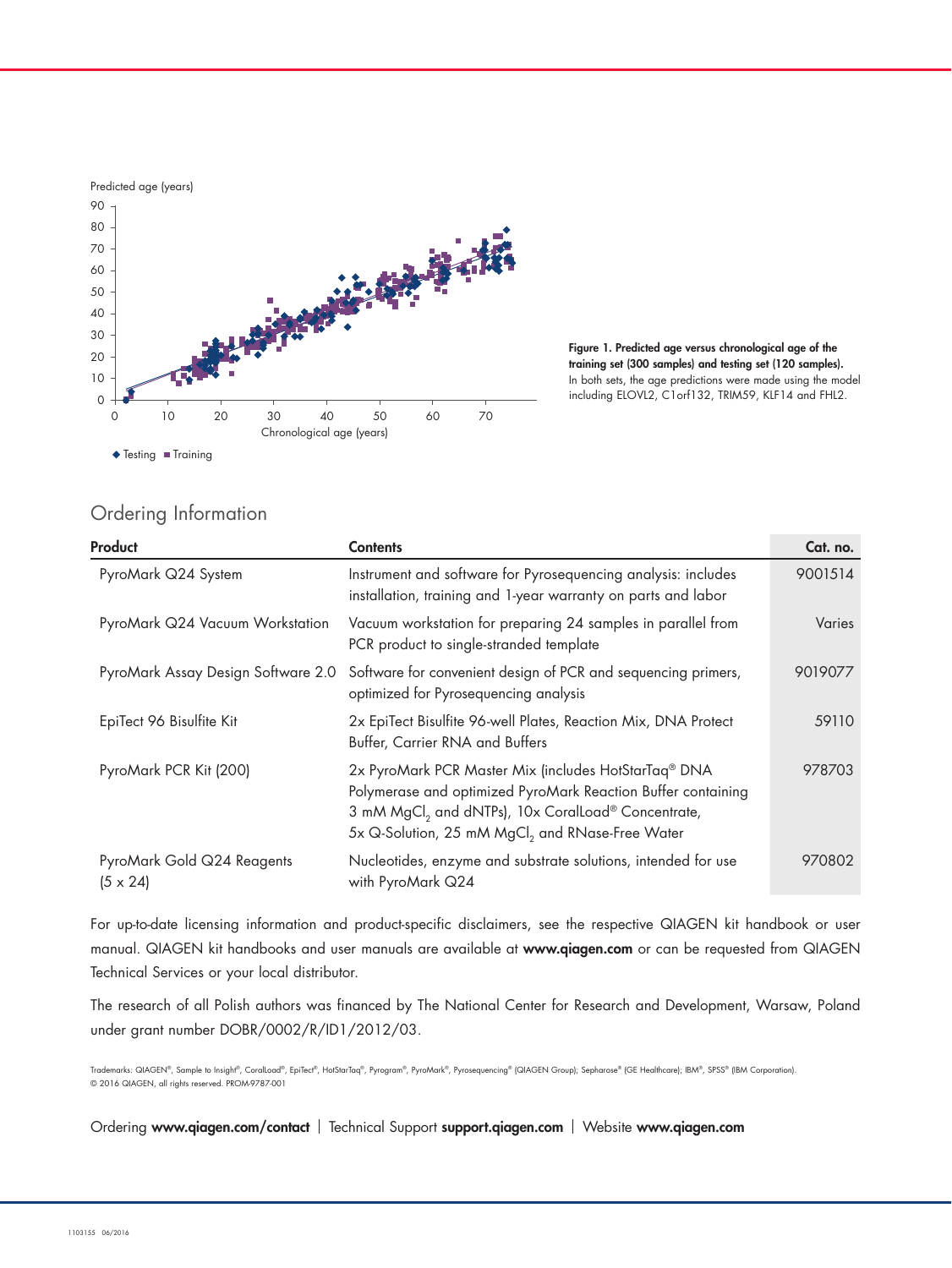Predicted age (years)

90
80
70
60
50
40
30
20
10
0

0 10 20 30 40 50 60 70

Chronological age (years)

◆ Testing ■ Training

**Figure 1. Predicted age versus chronological age of the training set (300 samples) and testing set (120 samples).** In both sets, the age predictions were made using the model including ELOVL2, C1orf132, TRIM59, KLF14 and FHL2.

## Ordering Information

| Product | Contents | Cat. no. |
|---|---|---|
| PyroMark Q24 System | Instrument and software for Pyrosequencing analysis: includes installation, training and 1-year warranty on parts and labor | 9001514 |
| PyroMark Q24 Vacuum Workstation | Vacuum workstation for preparing 24 samples in parallel from PCR product to single-stranded template | Varies |
| PyroMark Assay Design Software 2.0 | Software for convenient design of PCR and sequencing primers, optimized for Pyrosequencing analysis | 9019077 |
| EpiTect 96 Bisulfite Kit | 2x EpiTect Bisulfite 96-well Plates, Reaction Mix, DNA Protect Buffer, Carrier RNA and Buffers | 59110 |
| PyroMark PCR Kit (200) | 2x PyroMark PCR Master Mix (includes HotStarTaq® DNA Polymerase and optimized PyroMark Reaction Buffer containing 3 mM $MgCl_2$ and dNTPs), 10x CoralLoad® Concentrate, 5x Q-Solution, 25 mM $MgCl_2$ and RNase-Free Water | 978703 |
| PyroMark Gold Q24 Reagents (5 x 24) | Nucleotides, enzyme and substrate solutions, intended for use with PyroMark Q24 | 970802 |

For up-to-date licensing information and product-specific disclaimers, see the respective QIAGEN kit handbook or user manual. QIAGEN kit handbooks and user manuals are available at **www.qiagen.com** or can be requested from QIAGEN Technical Services or your local distributor.

The research of all Polish authors was financed by The National Center for Research and Development, Warsaw, Poland under grant number DOBR/0002/R/ID1/2012/03.

Trademarks: QIAGEN®, Sample to Insight®, CoralLoad®, EpiTect®, HotStarTaq®, Pyrogram®, PyroMark®, Pyrosequencing® (QIAGEN Group); Sepharose® (GE Healthcare); IBM®, SPSS® (IBM Corporation).
© 2016 QIAGEN, all rights reserved. PROM-9787-001

Ordering **www.qiagen.com/contact** | Technical Support **support.qiagen.com** | Website **www.qiagen.com**

1103155 06/2016